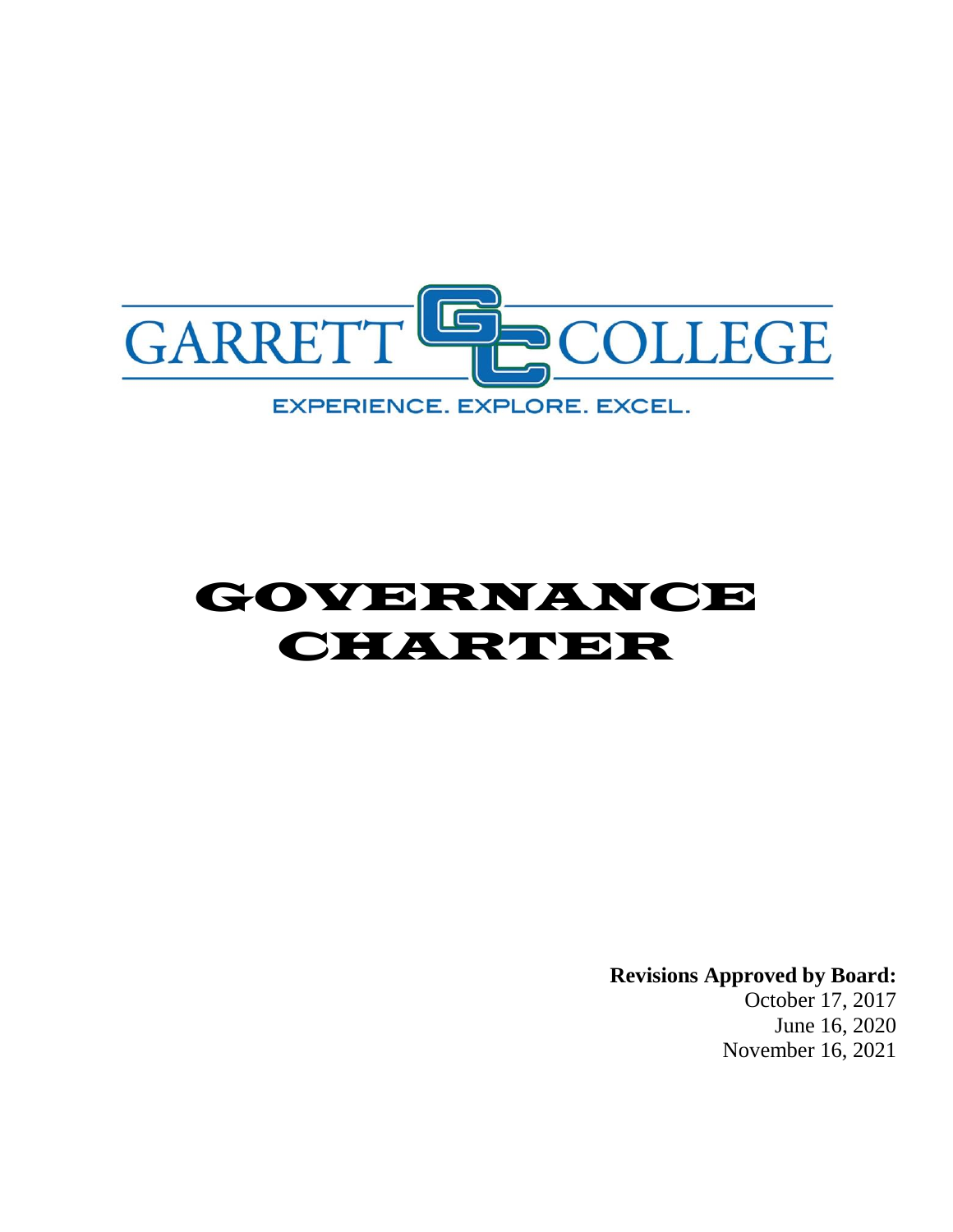GARRETT COLLEGE

EXPERIENCE. EXPLORE. EXCEL.

# GOVERNANCE CHARTER

**Revisions Approved by Board:**
October 17, 2017
June 16, 2020
November 16, 2021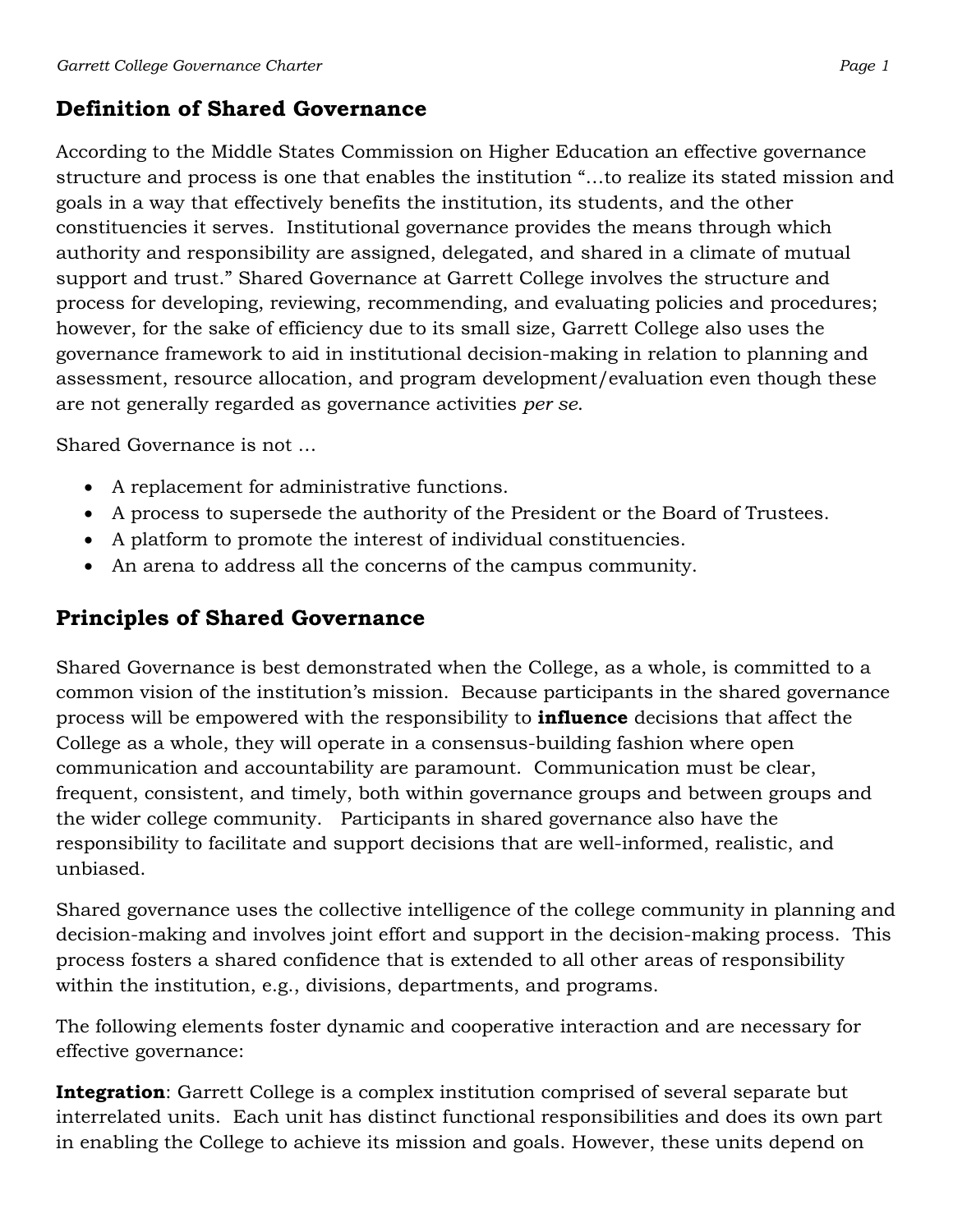## Definition of Shared Governance

According to the Middle States Commission on Higher Education an effective governance structure and process is one that enables the institution "…to realize its stated mission and goals in a way that effectively benefits the institution, its students, and the other constituencies it serves. Institutional governance provides the means through which authority and responsibility are assigned, delegated, and shared in a climate of mutual support and trust." Shared Governance at Garrett College involves the structure and process for developing, reviewing, recommending, and evaluating policies and procedures; however, for the sake of efficiency due to its small size, Garrett College also uses the governance framework to aid in institutional decision-making in relation to planning and assessment, resource allocation, and program development/evaluation even though these are not generally regarded as governance activities *per se*.

Shared Governance is not …

- A replacement for administrative functions.
- A process to supersede the authority of the President or the Board of Trustees.
- A platform to promote the interest of individual constituencies.
- An arena to address all the concerns of the campus community.

## Principles of Shared Governance

Shared Governance is best demonstrated when the College, as a whole, is committed to a common vision of the institution's mission. Because participants in the shared governance process will be empowered with the responsibility to **influence** decisions that affect the College as a whole, they will operate in a consensus-building fashion where open communication and accountability are paramount. Communication must be clear, frequent, consistent, and timely, both within governance groups and between groups and the wider college community. Participants in shared governance also have the responsibility to facilitate and support decisions that are well-informed, realistic, and unbiased.

Shared governance uses the collective intelligence of the college community in planning and decision-making and involves joint effort and support in the decision-making process. This process fosters a shared confidence that is extended to all other areas of responsibility within the institution, e.g., divisions, departments, and programs.

The following elements foster dynamic and cooperative interaction and are necessary for effective governance:

**Integration**: Garrett College is a complex institution comprised of several separate but interrelated units. Each unit has distinct functional responsibilities and does its own part in enabling the College to achieve its mission and goals. However, these units depend on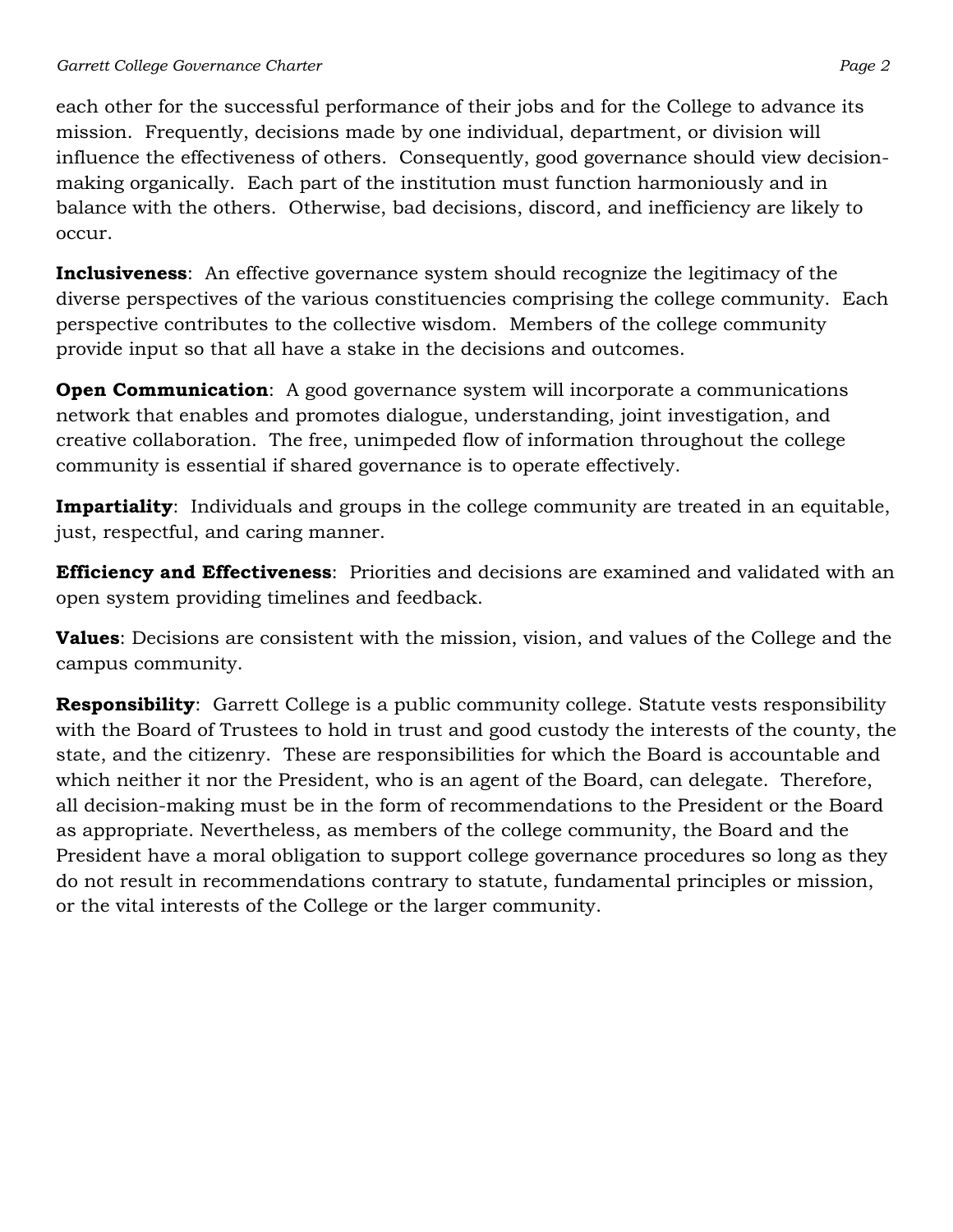each other for the successful performance of their jobs and for the College to advance its mission. Frequently, decisions made by one individual, department, or division will influence the effectiveness of others. Consequently, good governance should view decision-making organically. Each part of the institution must function harmoniously and in balance with the others. Otherwise, bad decisions, discord, and inefficiency are likely to occur.

**Inclusiveness**: An effective governance system should recognize the legitimacy of the diverse perspectives of the various constituencies comprising the college community. Each perspective contributes to the collective wisdom. Members of the college community provide input so that all have a stake in the decisions and outcomes.

**Open Communication**: A good governance system will incorporate a communications network that enables and promotes dialogue, understanding, joint investigation, and creative collaboration. The free, unimpeded flow of information throughout the college community is essential if shared governance is to operate effectively.

**Impartiality**: Individuals and groups in the college community are treated in an equitable, just, respectful, and caring manner.

**Efficiency and Effectiveness**: Priorities and decisions are examined and validated with an open system providing timelines and feedback.

**Values**: Decisions are consistent with the mission, vision, and values of the College and the campus community.

**Responsibility**: Garrett College is a public community college. Statute vests responsibility with the Board of Trustees to hold in trust and good custody the interests of the county, the state, and the citizenry. These are responsibilities for which the Board is accountable and which neither it nor the President, who is an agent of the Board, can delegate. Therefore, all decision-making must be in the form of recommendations to the President or the Board as appropriate. Nevertheless, as members of the college community, the Board and the President have a moral obligation to support college governance procedures so long as they do not result in recommendations contrary to statute, fundamental principles or mission, or the vital interests of the College or the larger community.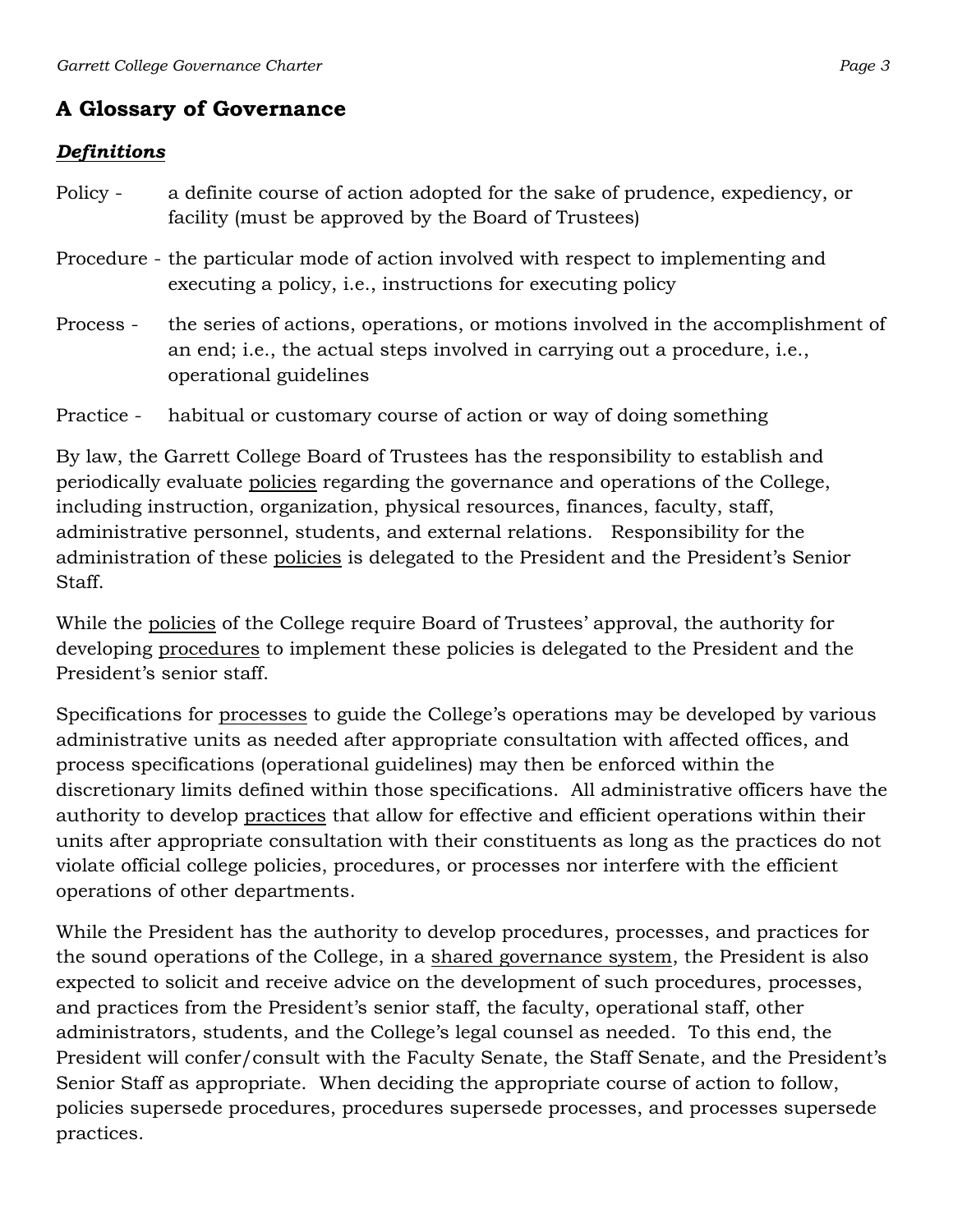## A Glossary of Governance

### ***Definitions***

Policy - a definite course of action adopted for the sake of prudence, expediency, or facility (must be approved by the Board of Trustees)

Procedure - the particular mode of action involved with respect to implementing and executing a policy, i.e., instructions for executing policy

Process - the series of actions, operations, or motions involved in the accomplishment of an end; i.e., the actual steps involved in carrying out a procedure, i.e., operational guidelines

Practice - habitual or customary course of action or way of doing something

By law, the Garrett College Board of Trustees has the responsibility to establish and periodically evaluate policies regarding the governance and operations of the College, including instruction, organization, physical resources, finances, faculty, staff, administrative personnel, students, and external relations. Responsibility for the administration of these policies is delegated to the President and the President's Senior Staff.

While the policies of the College require Board of Trustees' approval, the authority for developing procedures to implement these policies is delegated to the President and the President's senior staff.

Specifications for processes to guide the College's operations may be developed by various administrative units as needed after appropriate consultation with affected offices, and process specifications (operational guidelines) may then be enforced within the discretionary limits defined within those specifications. All administrative officers have the authority to develop practices that allow for effective and efficient operations within their units after appropriate consultation with their constituents as long as the practices do not violate official college policies, procedures, or processes nor interfere with the efficient operations of other departments.

While the President has the authority to develop procedures, processes, and practices for the sound operations of the College, in a shared governance system, the President is also expected to solicit and receive advice on the development of such procedures, processes, and practices from the President's senior staff, the faculty, operational staff, other administrators, students, and the College's legal counsel as needed. To this end, the President will confer/consult with the Faculty Senate, the Staff Senate, and the President's Senior Staff as appropriate. When deciding the appropriate course of action to follow, policies supersede procedures, procedures supersede processes, and processes supersede practices.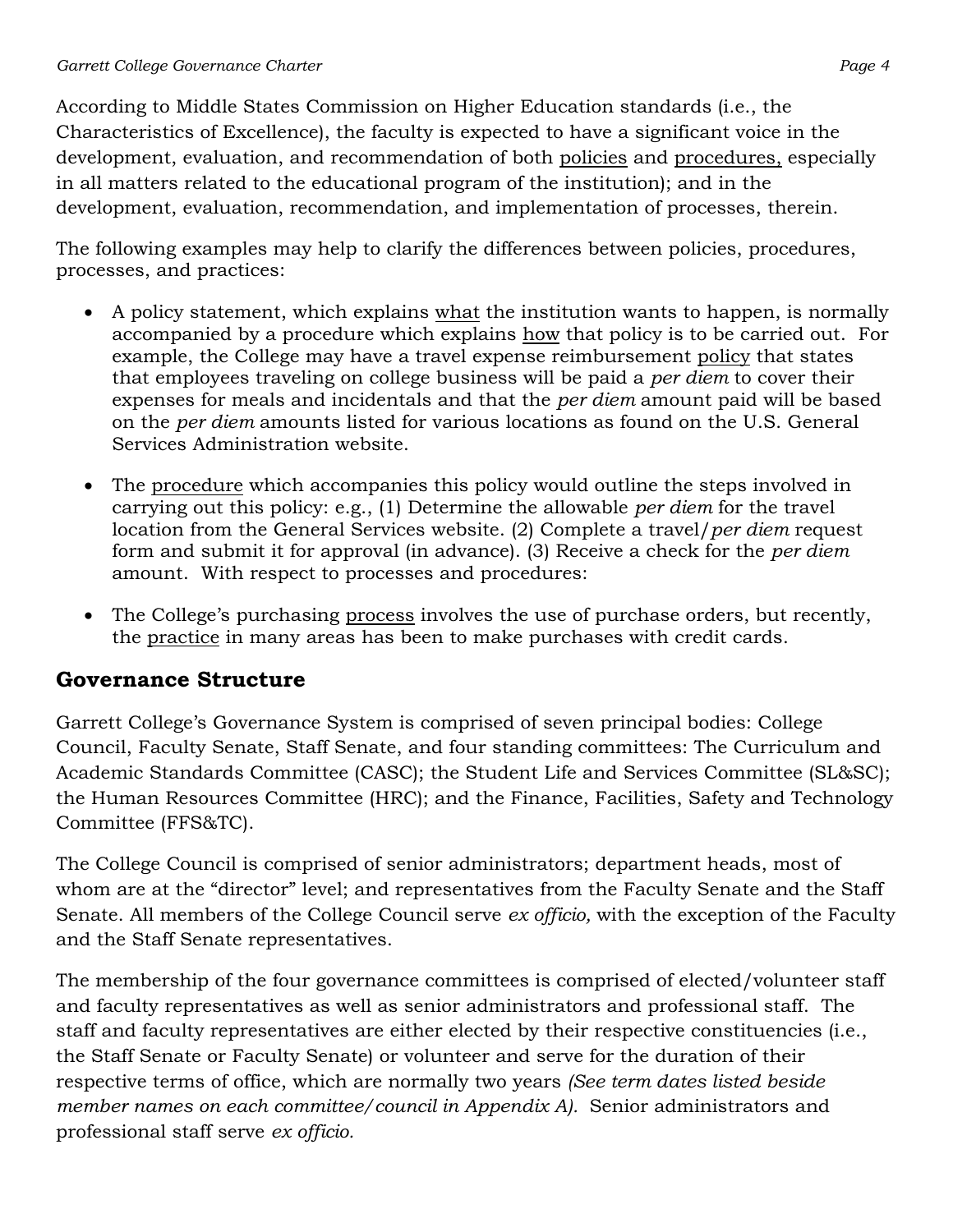According to Middle States Commission on Higher Education standards (i.e., the Characteristics of Excellence), the faculty is expected to have a significant voice in the development, evaluation, and recommendation of both <u>policies</u> and <u>procedures,</u> especially in all matters related to the educational program of the institution); and in the development, evaluation, recommendation, and implementation of processes, therein.

The following examples may help to clarify the differences between policies, procedures, processes, and practices:

- A policy statement, which explains <u>what</u> the institution wants to happen, is normally accompanied by a procedure which explains <u>how</u> that policy is to be carried out. For example, the College may have a travel expense reimbursement <u>policy</u> that states that employees traveling on college business will be paid a *per diem* to cover their expenses for meals and incidentals and that the *per diem* amount paid will be based on the *per diem* amounts listed for various locations as found on the U.S. General Services Administration website.

- The <u>procedure</u> which accompanies this policy would outline the steps involved in carrying out this policy: e.g., (1) Determine the allowable *per diem* for the travel location from the General Services website. (2) Complete a travel/*per diem* request form and submit it for approval (in advance). (3) Receive a check for the *per diem* amount. With respect to processes and procedures:

- The College's purchasing <u>process</u> involves the use of purchase orders, but recently, the <u>practice</u> in many areas has been to make purchases with credit cards.

## Governance Structure

Garrett College's Governance System is comprised of seven principal bodies: College Council, Faculty Senate, Staff Senate, and four standing committees: The Curriculum and Academic Standards Committee (CASC); the Student Life and Services Committee (SL&SC); the Human Resources Committee (HRC); and the Finance, Facilities, Safety and Technology Committee (FFS&TC).

The College Council is comprised of senior administrators; department heads, most of whom are at the "director" level; and representatives from the Faculty Senate and the Staff Senate. All members of the College Council serve *ex officio,* with the exception of the Faculty and the Staff Senate representatives.

The membership of the four governance committees is comprised of elected/volunteer staff and faculty representatives as well as senior administrators and professional staff. The staff and faculty representatives are either elected by their respective constituencies (i.e., the Staff Senate or Faculty Senate) or volunteer and serve for the duration of their respective terms of office, which are normally two years *(See term dates listed beside member names on each committee/council in Appendix A).* Senior administrators and professional staff serve *ex officio.*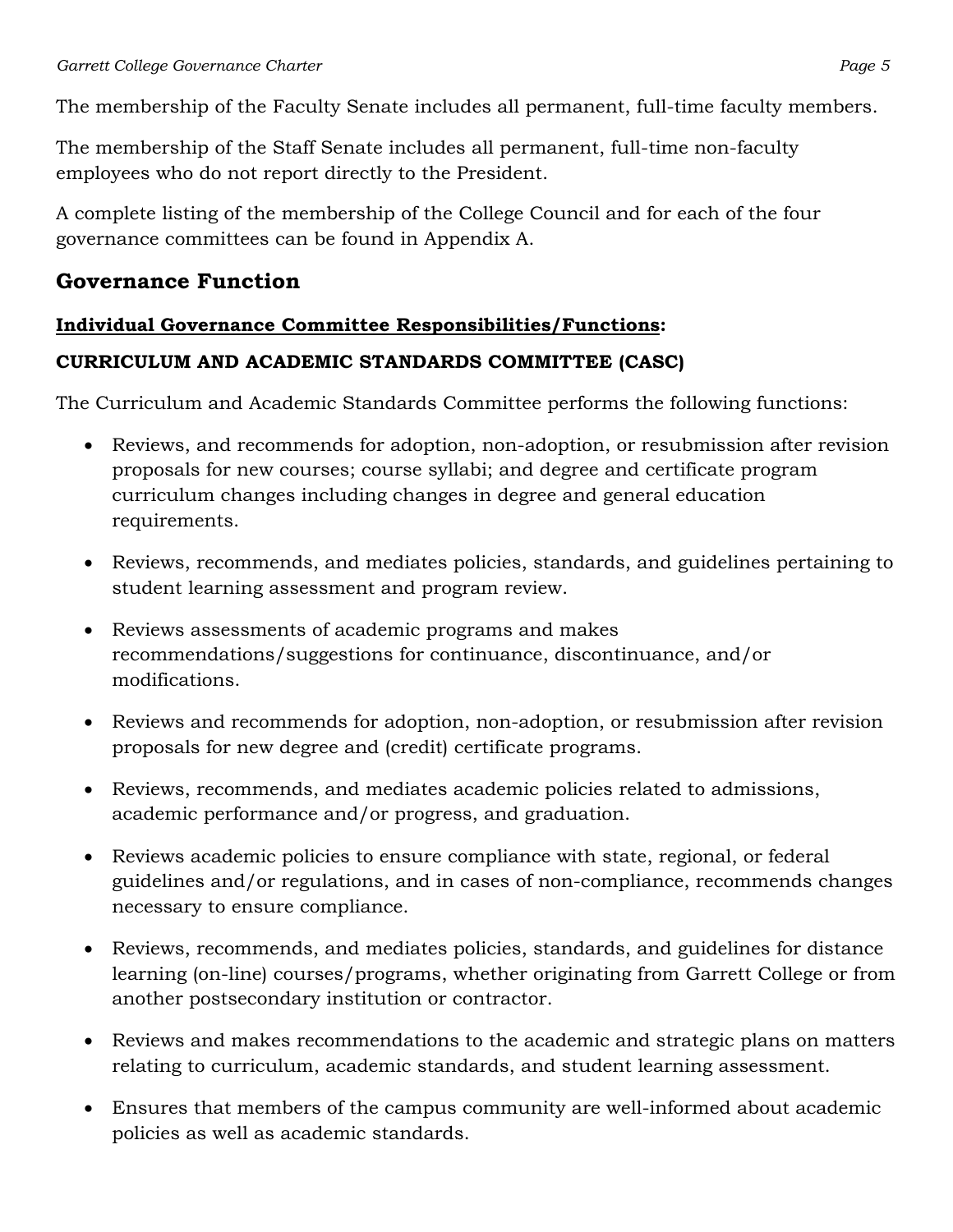The membership of the Faculty Senate includes all permanent, full-time faculty members.

The membership of the Staff Senate includes all permanent, full-time non-faculty employees who do not report directly to the President.

A complete listing of the membership of the College Council and for each of the four governance committees can be found in Appendix A.

## Governance Function

**Individual Governance Committee Responsibilities/Functions:**

### CURRICULUM AND ACADEMIC STANDARDS COMMITTEE (CASC)

The Curriculum and Academic Standards Committee performs the following functions:

- Reviews, and recommends for adoption, non-adoption, or resubmission after revision proposals for new courses; course syllabi; and degree and certificate program curriculum changes including changes in degree and general education requirements.
- Reviews, recommends, and mediates policies, standards, and guidelines pertaining to student learning assessment and program review.
- Reviews assessments of academic programs and makes recommendations/suggestions for continuance, discontinuance, and/or modifications.
- Reviews and recommends for adoption, non-adoption, or resubmission after revision proposals for new degree and (credit) certificate programs.
- Reviews, recommends, and mediates academic policies related to admissions, academic performance and/or progress, and graduation.
- Reviews academic policies to ensure compliance with state, regional, or federal guidelines and/or regulations, and in cases of non-compliance, recommends changes necessary to ensure compliance.
- Reviews, recommends, and mediates policies, standards, and guidelines for distance learning (on-line) courses/programs, whether originating from Garrett College or from another postsecondary institution or contractor.
- Reviews and makes recommendations to the academic and strategic plans on matters relating to curriculum, academic standards, and student learning assessment.
- Ensures that members of the campus community are well-informed about academic policies as well as academic standards.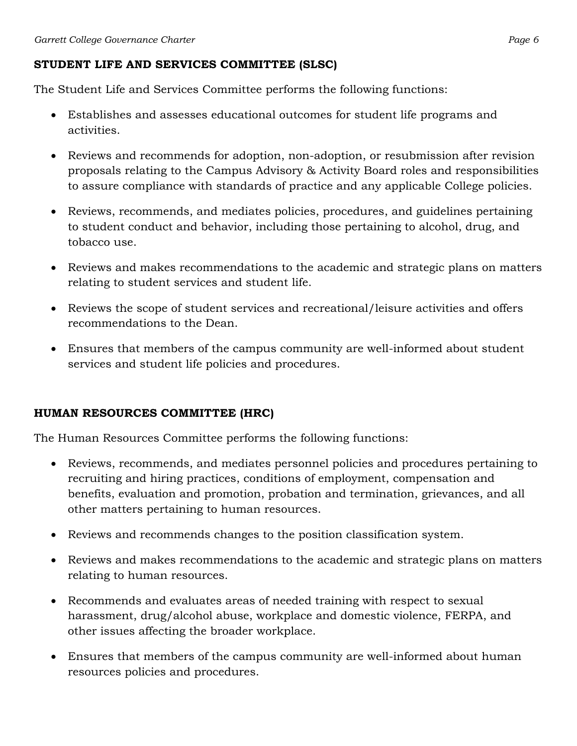**STUDENT LIFE AND SERVICES COMMITTEE (SLSC)**

The Student Life and Services Committee performs the following functions:

- Establishes and assesses educational outcomes for student life programs and activities.
- Reviews and recommends for adoption, non-adoption, or resubmission after revision proposals relating to the Campus Advisory & Activity Board roles and responsibilities to assure compliance with standards of practice and any applicable College policies.
- Reviews, recommends, and mediates policies, procedures, and guidelines pertaining to student conduct and behavior, including those pertaining to alcohol, drug, and tobacco use.
- Reviews and makes recommendations to the academic and strategic plans on matters relating to student services and student life.
- Reviews the scope of student services and recreational/leisure activities and offers recommendations to the Dean.
- Ensures that members of the campus community are well-informed about student services and student life policies and procedures.

**HUMAN RESOURCES COMMITTEE (HRC)**

The Human Resources Committee performs the following functions:

- Reviews, recommends, and mediates personnel policies and procedures pertaining to recruiting and hiring practices, conditions of employment, compensation and benefits, evaluation and promotion, probation and termination, grievances, and all other matters pertaining to human resources.
- Reviews and recommends changes to the position classification system.
- Reviews and makes recommendations to the academic and strategic plans on matters relating to human resources.
- Recommends and evaluates areas of needed training with respect to sexual harassment, drug/alcohol abuse, workplace and domestic violence, FERPA, and other issues affecting the broader workplace.
- Ensures that members of the campus community are well-informed about human resources policies and procedures.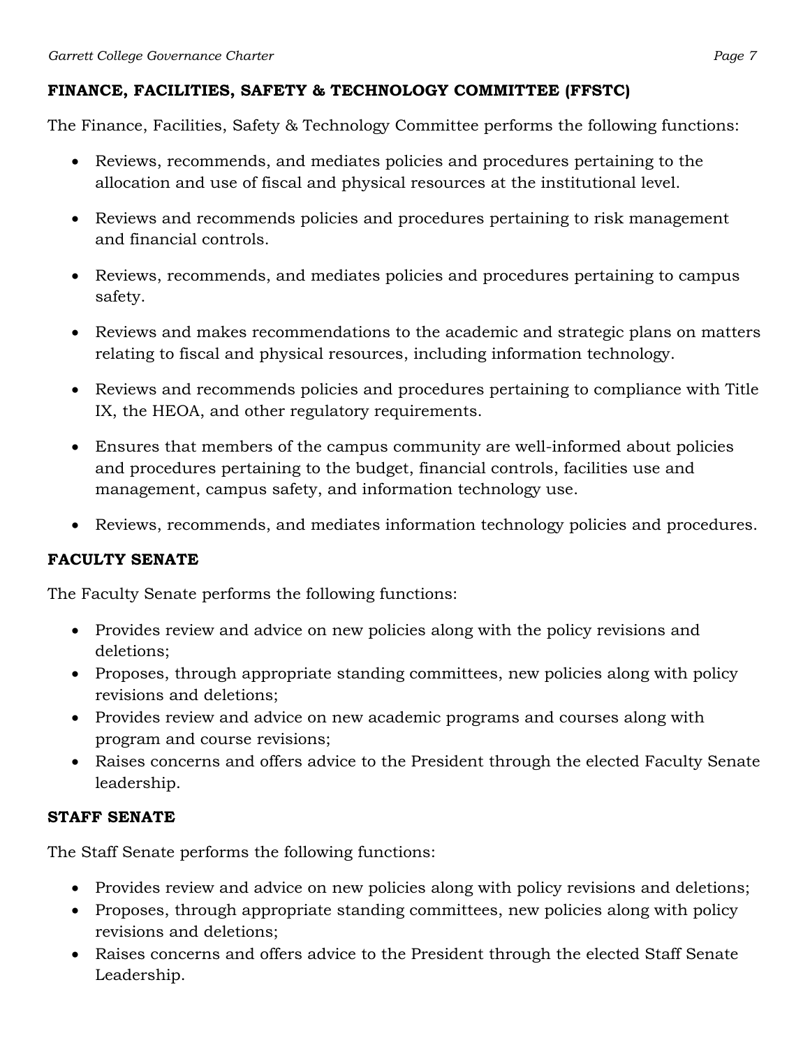## FINANCE, FACILITIES, SAFETY & TECHNOLOGY COMMITTEE (FFSTC)

The Finance, Facilities, Safety & Technology Committee performs the following functions:

- Reviews, recommends, and mediates policies and procedures pertaining to the allocation and use of fiscal and physical resources at the institutional level.
- Reviews and recommends policies and procedures pertaining to risk management and financial controls.
- Reviews, recommends, and mediates policies and procedures pertaining to campus safety.
- Reviews and makes recommendations to the academic and strategic plans on matters relating to fiscal and physical resources, including information technology.
- Reviews and recommends policies and procedures pertaining to compliance with Title IX, the HEOA, and other regulatory requirements.
- Ensures that members of the campus community are well-informed about policies and procedures pertaining to the budget, financial controls, facilities use and management, campus safety, and information technology use.
- Reviews, recommends, and mediates information technology policies and procedures.

## FACULTY SENATE

The Faculty Senate performs the following functions:

- Provides review and advice on new policies along with the policy revisions and deletions;
- Proposes, through appropriate standing committees, new policies along with policy revisions and deletions;
- Provides review and advice on new academic programs and courses along with program and course revisions;
- Raises concerns and offers advice to the President through the elected Faculty Senate leadership.

## STAFF SENATE

The Staff Senate performs the following functions:

- Provides review and advice on new policies along with policy revisions and deletions;
- Proposes, through appropriate standing committees, new policies along with policy revisions and deletions;
- Raises concerns and offers advice to the President through the elected Staff Senate Leadership.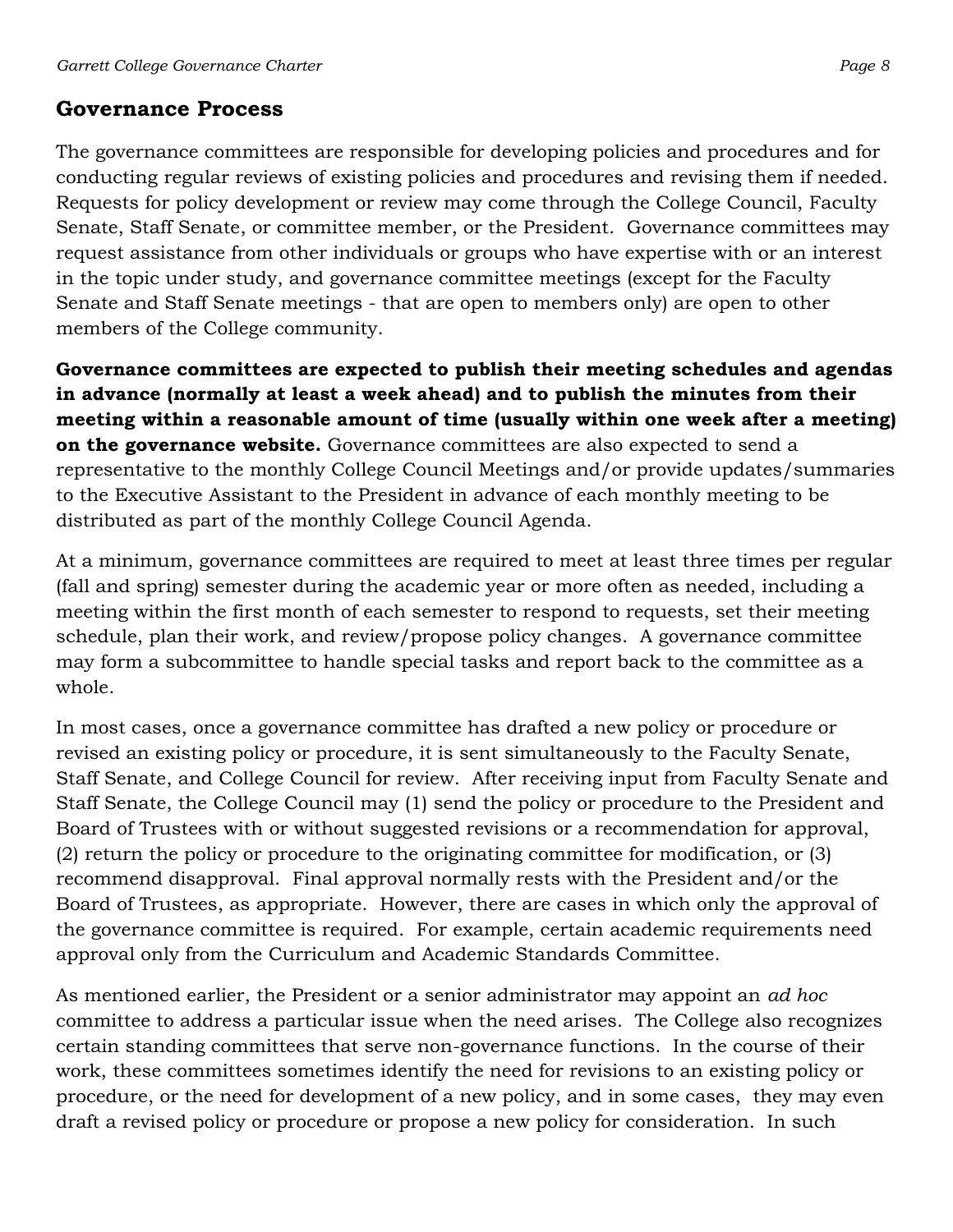## Governance Process

The governance committees are responsible for developing policies and procedures and for conducting regular reviews of existing policies and procedures and revising them if needed. Requests for policy development or review may come through the College Council, Faculty Senate, Staff Senate, or committee member, or the President. Governance committees may request assistance from other individuals or groups who have expertise with or an interest in the topic under study, and governance committee meetings (except for the Faculty Senate and Staff Senate meetings - that are open to members only) are open to other members of the College community.

**Governance committees are expected to publish their meeting schedules and agendas in advance (normally at least a week ahead) and to publish the minutes from their meeting within a reasonable amount of time (usually within one week after a meeting) on the governance website.** Governance committees are also expected to send a representative to the monthly College Council Meetings and/or provide updates/summaries to the Executive Assistant to the President in advance of each monthly meeting to be distributed as part of the monthly College Council Agenda.

At a minimum, governance committees are required to meet at least three times per regular (fall and spring) semester during the academic year or more often as needed, including a meeting within the first month of each semester to respond to requests, set their meeting schedule, plan their work, and review/propose policy changes. A governance committee may form a subcommittee to handle special tasks and report back to the committee as a whole.

In most cases, once a governance committee has drafted a new policy or procedure or revised an existing policy or procedure, it is sent simultaneously to the Faculty Senate, Staff Senate, and College Council for review. After receiving input from Faculty Senate and Staff Senate, the College Council may (1) send the policy or procedure to the President and Board of Trustees with or without suggested revisions or a recommendation for approval, (2) return the policy or procedure to the originating committee for modification, or (3) recommend disapproval. Final approval normally rests with the President and/or the Board of Trustees, as appropriate. However, there are cases in which only the approval of the governance committee is required. For example, certain academic requirements need approval only from the Curriculum and Academic Standards Committee.

As mentioned earlier, the President or a senior administrator may appoint an *ad hoc* committee to address a particular issue when the need arises. The College also recognizes certain standing committees that serve non-governance functions. In the course of their work, these committees sometimes identify the need for revisions to an existing policy or procedure, or the need for development of a new policy, and in some cases, they may even draft a revised policy or procedure or propose a new policy for consideration. In such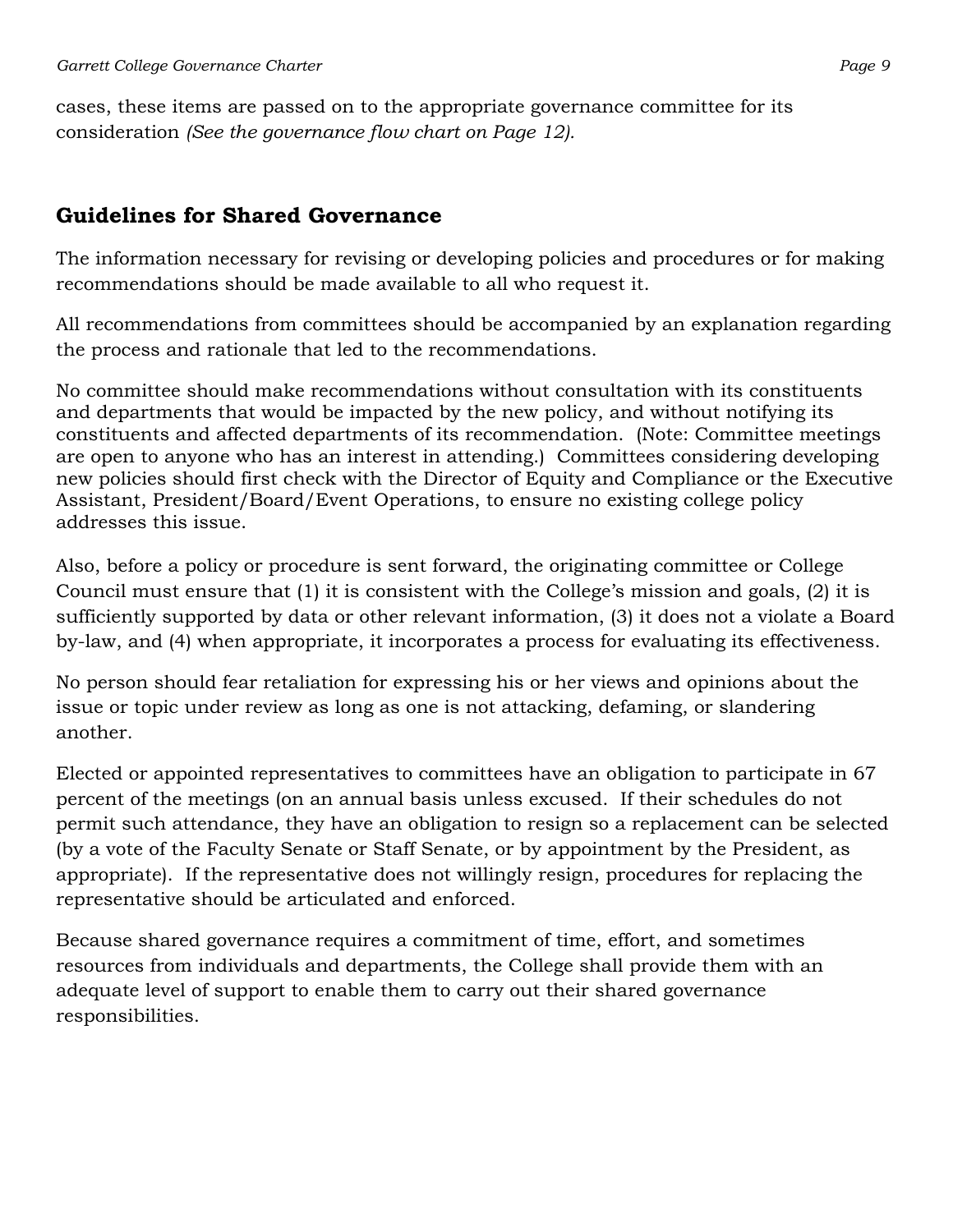cases, these items are passed on to the appropriate governance committee for its consideration *(See the governance flow chart on Page 12).*

## Guidelines for Shared Governance

The information necessary for revising or developing policies and procedures or for making recommendations should be made available to all who request it.

All recommendations from committees should be accompanied by an explanation regarding the process and rationale that led to the recommendations.

No committee should make recommendations without consultation with its constituents and departments that would be impacted by the new policy, and without notifying its constituents and affected departments of its recommendation. (Note: Committee meetings are open to anyone who has an interest in attending.) Committees considering developing new policies should first check with the Director of Equity and Compliance or the Executive Assistant, President/Board/Event Operations, to ensure no existing college policy addresses this issue.

Also, before a policy or procedure is sent forward, the originating committee or College Council must ensure that (1) it is consistent with the College's mission and goals, (2) it is sufficiently supported by data or other relevant information, (3) it does not a violate a Board by-law, and (4) when appropriate, it incorporates a process for evaluating its effectiveness.

No person should fear retaliation for expressing his or her views and opinions about the issue or topic under review as long as one is not attacking, defaming, or slandering another.

Elected or appointed representatives to committees have an obligation to participate in 67 percent of the meetings (on an annual basis unless excused. If their schedules do not permit such attendance, they have an obligation to resign so a replacement can be selected (by a vote of the Faculty Senate or Staff Senate, or by appointment by the President, as appropriate). If the representative does not willingly resign, procedures for replacing the representative should be articulated and enforced.

Because shared governance requires a commitment of time, effort, and sometimes resources from individuals and departments, the College shall provide them with an adequate level of support to enable them to carry out their shared governance responsibilities.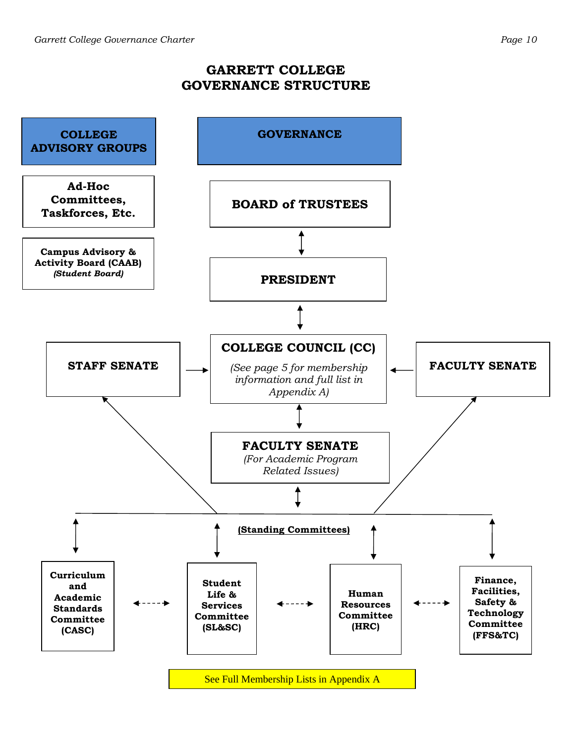# GARRETT COLLEGE
# GOVERNANCE STRUCTURE

**COLLEGE ADVISORY GROUPS**

**Ad-Hoc Committees, Taskforces, Etc.**

**Campus Advisory & Activity Board (CAAB)**
***(Student Board)***

**GOVERNANCE**

**BOARD of TRUSTEES**

↕

**PRESIDENT**

↕

**STAFF SENATE** → **COLLEGE COUNCIL (CC)** ← **FACULTY SENATE**

*(See page 5 for membership information and full list in Appendix A)*

↕

**FACULTY SENATE**
*(For Academic Program Related Issues)*

↕

**(Standing Committees)**

- **Curriculum and Academic Standards Committee (CASC)**
- **Student Life & Services Committee (SL&SC)**
- **Human Resources Committee (HRC)**
- **Finance, Facilities, Safety & Technology Committee (FFS&TC)**

See Full Membership Lists in Appendix A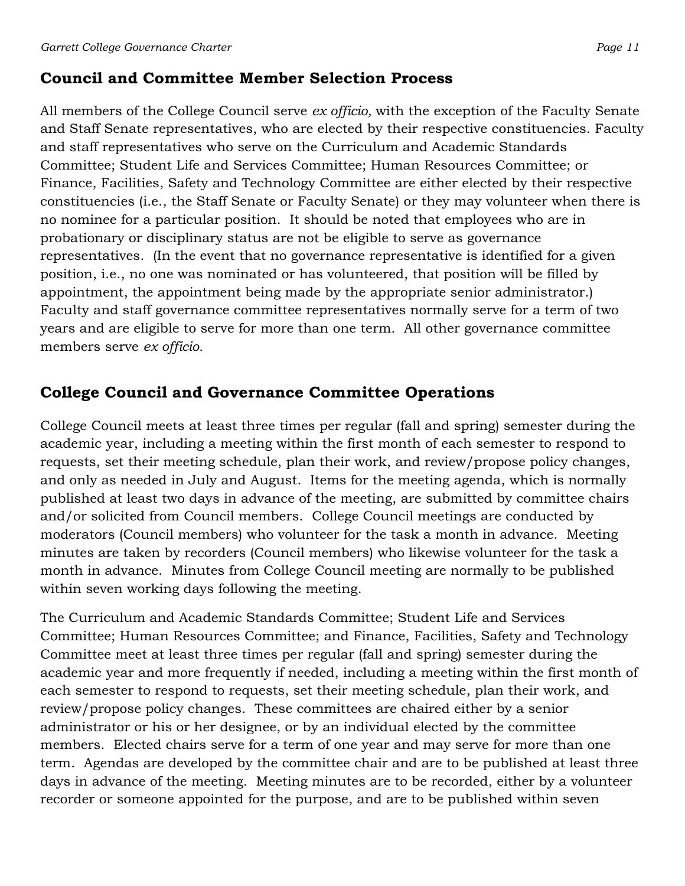## Council and Committee Member Selection Process

All members of the College Council serve *ex officio,* with the exception of the Faculty Senate and Staff Senate representatives, who are elected by their respective constituencies. Faculty and staff representatives who serve on the Curriculum and Academic Standards Committee; Student Life and Services Committee; Human Resources Committee; or Finance, Facilities, Safety and Technology Committee are either elected by their respective constituencies (i.e., the Staff Senate or Faculty Senate) or they may volunteer when there is no nominee for a particular position. It should be noted that employees who are in probationary or disciplinary status are not be eligible to serve as governance representatives. (In the event that no governance representative is identified for a given position, i.e., no one was nominated or has volunteered, that position will be filled by appointment, the appointment being made by the appropriate senior administrator.) Faculty and staff governance committee representatives normally serve for a term of two years and are eligible to serve for more than one term. All other governance committee members serve *ex officio.*

## College Council and Governance Committee Operations

College Council meets at least three times per regular (fall and spring) semester during the academic year, including a meeting within the first month of each semester to respond to requests, set their meeting schedule, plan their work, and review/propose policy changes, and only as needed in July and August. Items for the meeting agenda, which is normally published at least two days in advance of the meeting, are submitted by committee chairs and/or solicited from Council members. College Council meetings are conducted by moderators (Council members) who volunteer for the task a month in advance. Meeting minutes are taken by recorders (Council members) who likewise volunteer for the task a month in advance. Minutes from College Council meeting are normally to be published within seven working days following the meeting.

The Curriculum and Academic Standards Committee; Student Life and Services Committee; Human Resources Committee; and Finance, Facilities, Safety and Technology Committee meet at least three times per regular (fall and spring) semester during the academic year and more frequently if needed, including a meeting within the first month of each semester to respond to requests, set their meeting schedule, plan their work, and review/propose policy changes. These committees are chaired either by a senior administrator or his or her designee, or by an individual elected by the committee members. Elected chairs serve for a term of one year and may serve for more than one term. Agendas are developed by the committee chair and are to be published at least three days in advance of the meeting. Meeting minutes are to be recorded, either by a volunteer recorder or someone appointed for the purpose, and are to be published within seven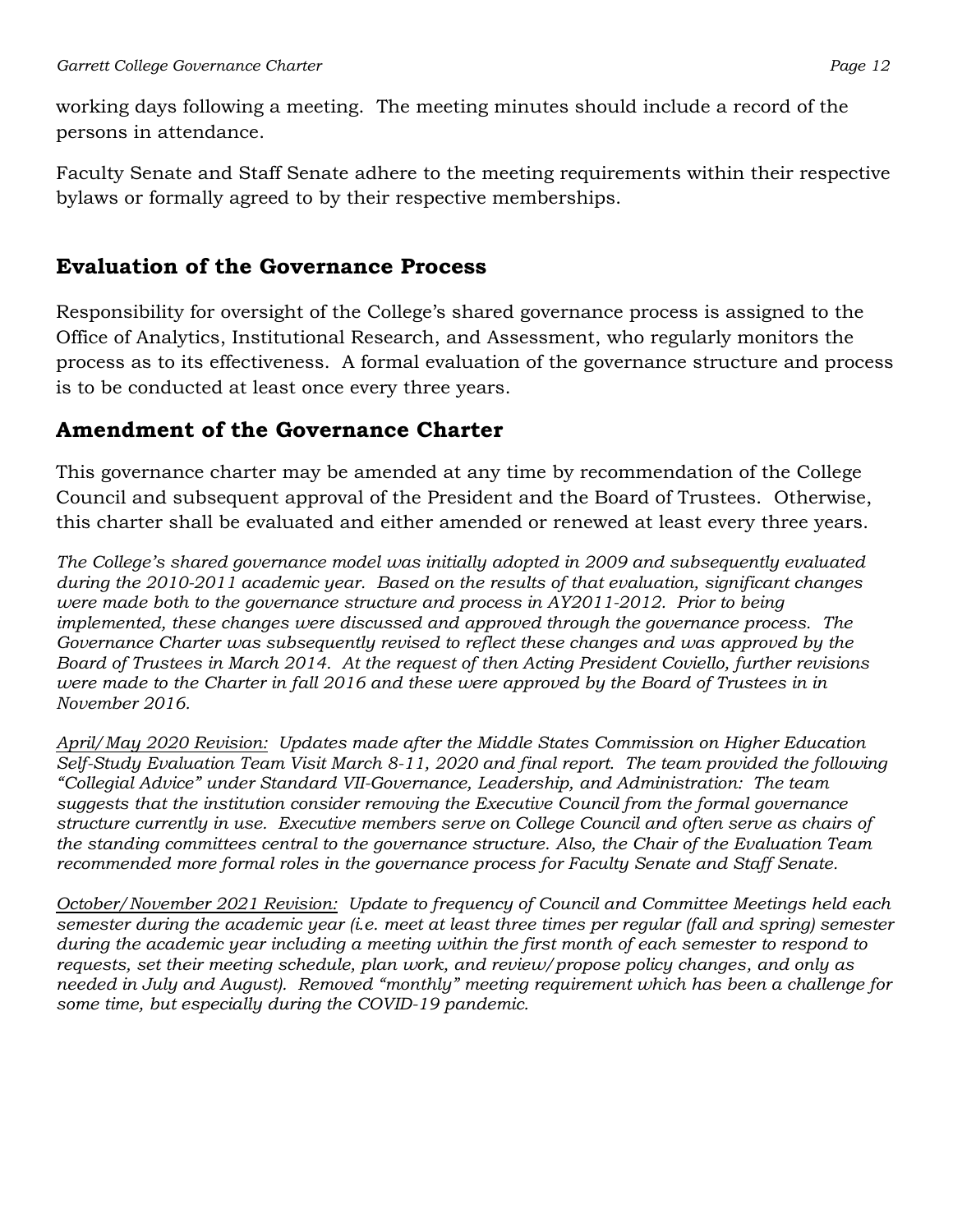working days following a meeting. The meeting minutes should include a record of the persons in attendance.

Faculty Senate and Staff Senate adhere to the meeting requirements within their respective bylaws or formally agreed to by their respective memberships.

## Evaluation of the Governance Process

Responsibility for oversight of the College's shared governance process is assigned to the Office of Analytics, Institutional Research, and Assessment, who regularly monitors the process as to its effectiveness. A formal evaluation of the governance structure and process is to be conducted at least once every three years.

## Amendment of the Governance Charter

This governance charter may be amended at any time by recommendation of the College Council and subsequent approval of the President and the Board of Trustees. Otherwise, this charter shall be evaluated and either amended or renewed at least every three years.

*The College's shared governance model was initially adopted in 2009 and subsequently evaluated during the 2010-2011 academic year. Based on the results of that evaluation, significant changes were made both to the governance structure and process in AY2011-2012. Prior to being implemented, these changes were discussed and approved through the governance process. The Governance Charter was subsequently revised to reflect these changes and was approved by the Board of Trustees in March 2014. At the request of then Acting President Coviello, further revisions were made to the Charter in fall 2016 and these were approved by the Board of Trustees in in November 2016.*

*<u>April/May 2020 Revision:</u> Updates made after the Middle States Commission on Higher Education Self-Study Evaluation Team Visit March 8-11, 2020 and final report. The team provided the following "Collegial Advice" under Standard VII-Governance, Leadership, and Administration: The team suggests that the institution consider removing the Executive Council from the formal governance structure currently in use. Executive members serve on College Council and often serve as chairs of the standing committees central to the governance structure. Also, the Chair of the Evaluation Team recommended more formal roles in the governance process for Faculty Senate and Staff Senate.*

*<u>October/November 2021 Revision:</u> Update to frequency of Council and Committee Meetings held each semester during the academic year (i.e. meet at least three times per regular (fall and spring) semester during the academic year including a meeting within the first month of each semester to respond to requests, set their meeting schedule, plan work, and review/propose policy changes, and only as needed in July and August). Removed "monthly" meeting requirement which has been a challenge for some time, but especially during the COVID-19 pandemic.*